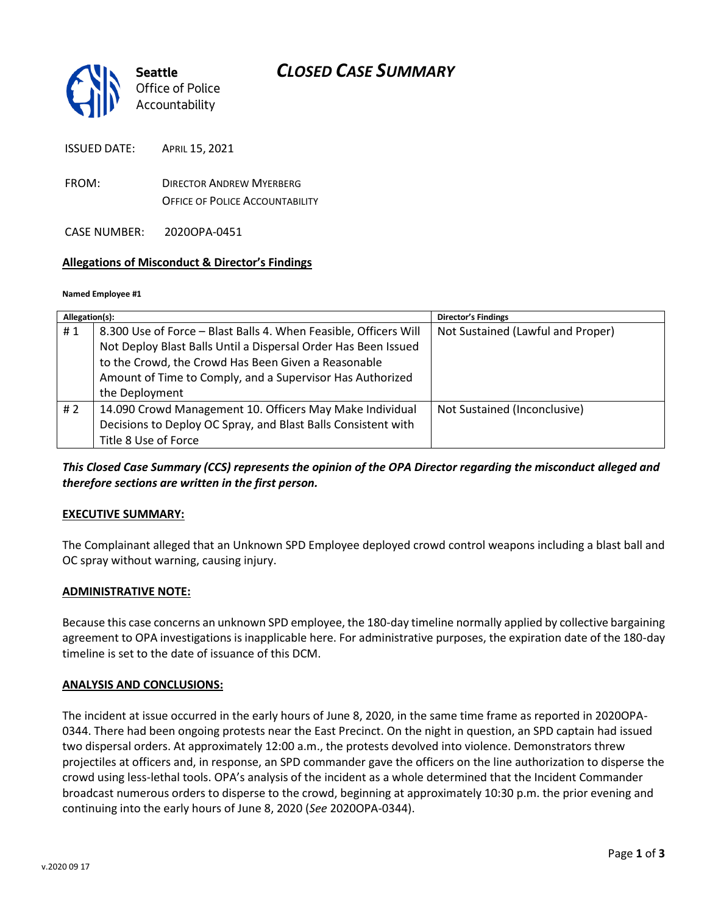**Seattle** Office of Police Accountability

# *CLOSED CASE SUMMARY*

ISSUED DATE: APRIL 15, 2021

FROM: DIRECTOR ANDREW MYERBERG
OFFICE OF POLICE ACCOUNTABILITY

CASE NUMBER: 2020OPA-0451

**Allegations of Misconduct & Director's Findings**

**Named Employee #1**

| Allegation(s): | | Director's Findings |
|---|---|---|
| # 1 | 8.300 Use of Force – Blast Balls 4. When Feasible, Officers Will Not Deploy Blast Balls Until a Dispersal Order Has Been Issued to the Crowd, the Crowd Has Been Given a Reasonable Amount of Time to Comply, and a Supervisor Has Authorized the Deployment | Not Sustained (Lawful and Proper) |
| # 2 | 14.090 Crowd Management 10. Officers May Make Individual Decisions to Deploy OC Spray, and Blast Balls Consistent with Title 8 Use of Force | Not Sustained (Inconclusive) |

***This Closed Case Summary (CCS) represents the opinion of the OPA Director regarding the misconduct alleged and therefore sections are written in the first person.***

**EXECUTIVE SUMMARY:**

The Complainant alleged that an Unknown SPD Employee deployed crowd control weapons including a blast ball and OC spray without warning, causing injury.

**ADMINISTRATIVE NOTE:**

Because this case concerns an unknown SPD employee, the 180-day timeline normally applied by collective bargaining agreement to OPA investigations is inapplicable here. For administrative purposes, the expiration date of the 180-day timeline is set to the date of issuance of this DCM.

**ANALYSIS AND CONCLUSIONS:**

The incident at issue occurred in the early hours of June 8, 2020, in the same time frame as reported in 2020OPA-0344. There had been ongoing protests near the East Precinct. On the night in question, an SPD captain had issued two dispersal orders. At approximately 12:00 a.m., the protests devolved into violence. Demonstrators threw projectiles at officers and, in response, an SPD commander gave the officers on the line authorization to disperse the crowd using less-lethal tools. OPA's analysis of the incident as a whole determined that the Incident Commander broadcast numerous orders to disperse to the crowd, beginning at approximately 10:30 p.m. the prior evening and continuing into the early hours of June 8, 2020 (*See* 2020OPA-0344).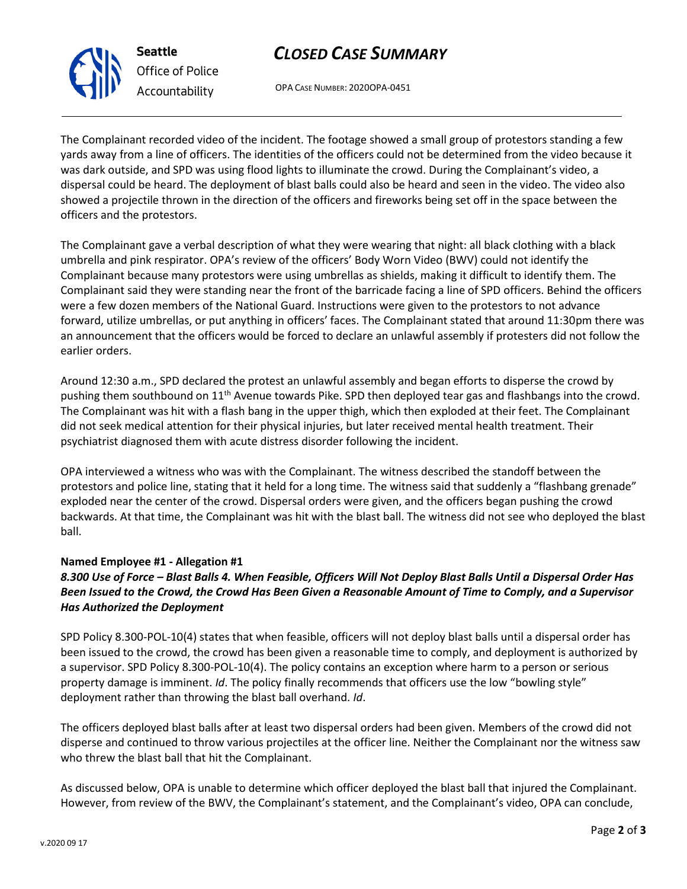The Complainant recorded video of the incident. The footage showed a small group of protestors standing a few yards away from a line of officers. The identities of the officers could not be determined from the video because it was dark outside, and SPD was using flood lights to illuminate the crowd. During the Complainant's video, a dispersal could be heard. The deployment of blast balls could also be heard and seen in the video. The video also showed a projectile thrown in the direction of the officers and fireworks being set off in the space between the officers and the protestors.

The Complainant gave a verbal description of what they were wearing that night: all black clothing with a black umbrella and pink respirator. OPA's review of the officers' Body Worn Video (BWV) could not identify the Complainant because many protestors were using umbrellas as shields, making it difficult to identify them. The Complainant said they were standing near the front of the barricade facing a line of SPD officers. Behind the officers were a few dozen members of the National Guard. Instructions were given to the protestors to not advance forward, utilize umbrellas, or put anything in officers' faces. The Complainant stated that around 11:30pm there was an announcement that the officers would be forced to declare an unlawful assembly if protesters did not follow the earlier orders.

Around 12:30 a.m., SPD declared the protest an unlawful assembly and began efforts to disperse the crowd by pushing them southbound on 11th Avenue towards Pike. SPD then deployed tear gas and flashbangs into the crowd. The Complainant was hit with a flash bang in the upper thigh, which then exploded at their feet. The Complainant did not seek medical attention for their physical injuries, but later received mental health treatment. Their psychiatrist diagnosed them with acute distress disorder following the incident.

OPA interviewed a witness who was with the Complainant. The witness described the standoff between the protestors and police line, stating that it held for a long time. The witness said that suddenly a "flashbang grenade" exploded near the center of the crowd. Dispersal orders were given, and the officers began pushing the crowd backwards. At that time, the Complainant was hit with the blast ball. The witness did not see who deployed the blast ball.

**Named Employee #1 - Allegation #1**
***8.300 Use of Force – Blast Balls 4. When Feasible, Officers Will Not Deploy Blast Balls Until a Dispersal Order Has Been Issued to the Crowd, the Crowd Has Been Given a Reasonable Amount of Time to Comply, and a Supervisor Has Authorized the Deployment***

SPD Policy 8.300-POL-10(4) states that when feasible, officers will not deploy blast balls until a dispersal order has been issued to the crowd, the crowd has been given a reasonable time to comply, and deployment is authorized by a supervisor. SPD Policy 8.300-POL-10(4). The policy contains an exception where harm to a person or serious property damage is imminent. *Id*. The policy finally recommends that officers use the low "bowling style" deployment rather than throwing the blast ball overhand. *Id*.

The officers deployed blast balls after at least two dispersal orders had been given. Members of the crowd did not disperse and continued to throw various projectiles at the officer line. Neither the Complainant nor the witness saw who threw the blast ball that hit the Complainant.

As discussed below, OPA is unable to determine which officer deployed the blast ball that injured the Complainant. However, from review of the BWV, the Complainant's statement, and the Complainant's video, OPA can conclude,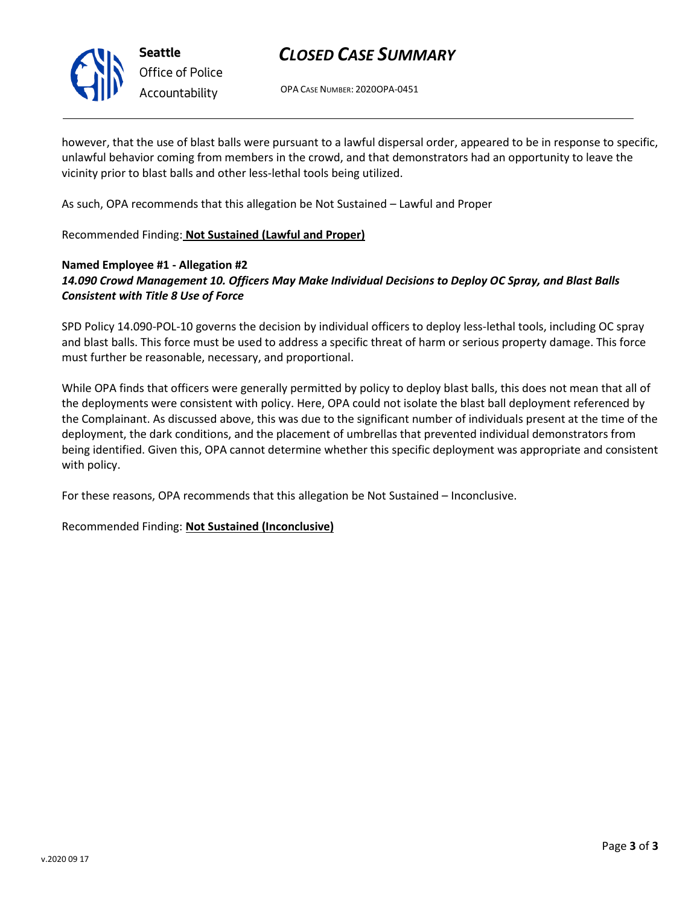however, that the use of blast balls were pursuant to a lawful dispersal order, appeared to be in response to specific, unlawful behavior coming from members in the crowd, and that demonstrators had an opportunity to leave the vicinity prior to blast balls and other less-lethal tools being utilized.

As such, OPA recommends that this allegation be Not Sustained – Lawful and Proper

Recommended Finding: **Not Sustained (Lawful and Proper)**

**Named Employee #1 - Allegation #2**
***14.090 Crowd Management 10. Officers May Make Individual Decisions to Deploy OC Spray, and Blast Balls Consistent with Title 8 Use of Force***

SPD Policy 14.090-POL-10 governs the decision by individual officers to deploy less-lethal tools, including OC spray and blast balls. This force must be used to address a specific threat of harm or serious property damage. This force must further be reasonable, necessary, and proportional.

While OPA finds that officers were generally permitted by policy to deploy blast balls, this does not mean that all of the deployments were consistent with policy. Here, OPA could not isolate the blast ball deployment referenced by the Complainant. As discussed above, this was due to the significant number of individuals present at the time of the deployment, the dark conditions, and the placement of umbrellas that prevented individual demonstrators from being identified. Given this, OPA cannot determine whether this specific deployment was appropriate and consistent with policy.

For these reasons, OPA recommends that this allegation be Not Sustained – Inconclusive.

Recommended Finding: **Not Sustained (Inconclusive)**